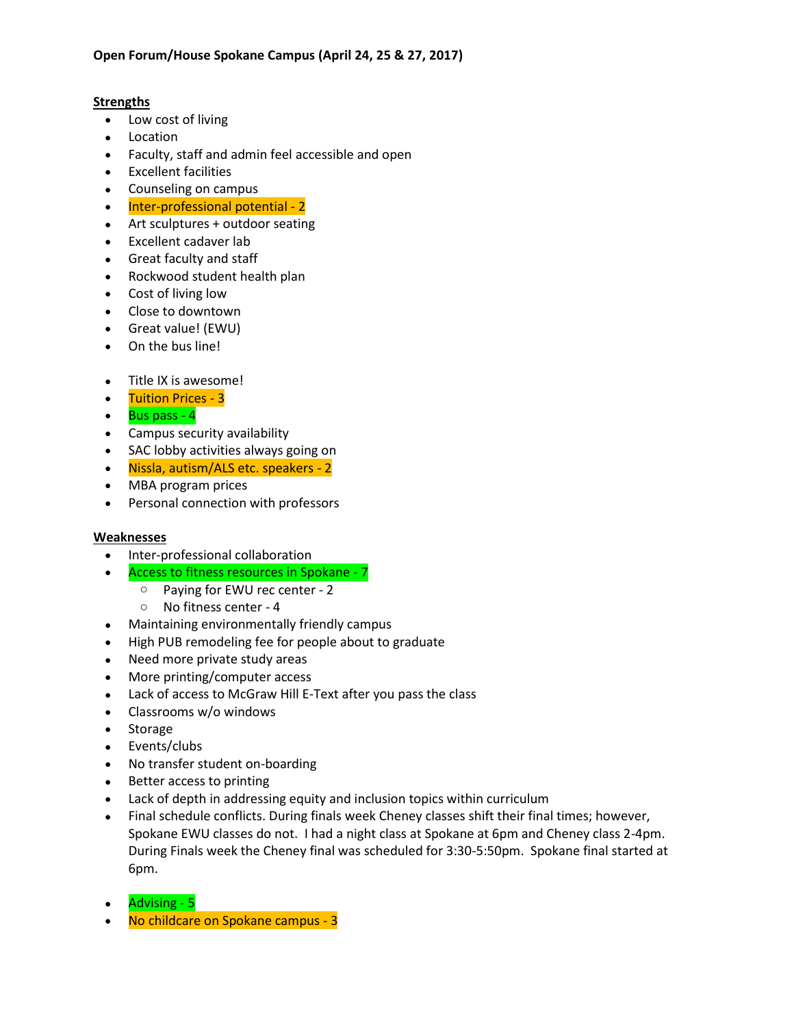**Open Forum/House Spokane Campus (April 24, 25 & 27, 2017)**

**Strengths**

- Low cost of living
- Location
- Faculty, staff and admin feel accessible and open
- Excellent facilities
- Counseling on campus
- Inter-professional potential - 2
- Art sculptures + outdoor seating
- Excellent cadaver lab
- Great faculty and staff
- Rockwood student health plan
- Cost of living low
- Close to downtown
- Great value! (EWU)
- On the bus line!

- Title IX is awesome!
- Tuition Prices - 3
- Bus pass - 4
- Campus security availability
- SAC lobby activities always going on
- Nissla, autism/ALS etc. speakers - 2
- MBA program prices
- Personal connection with professors

**Weaknesses**

- Inter-professional collaboration
- Access to fitness resources in Spokane - 7
  - Paying for EWU rec center - 2
  - No fitness center - 4
- Maintaining environmentally friendly campus
- High PUB remodeling fee for people about to graduate
- Need more private study areas
- More printing/computer access
- Lack of access to McGraw Hill E-Text after you pass the class
- Classrooms w/o windows
- Storage
- Events/clubs
- No transfer student on-boarding
- Better access to printing
- Lack of depth in addressing equity and inclusion topics within curriculum
- Final schedule conflicts. During finals week Cheney classes shift their final times; however, Spokane EWU classes do not. I had a night class at Spokane at 6pm and Cheney class 2-4pm. During Finals week the Cheney final was scheduled for 3:30-5:50pm. Spokane final started at 6pm.

- Advising - 5
- No childcare on Spokane campus - 3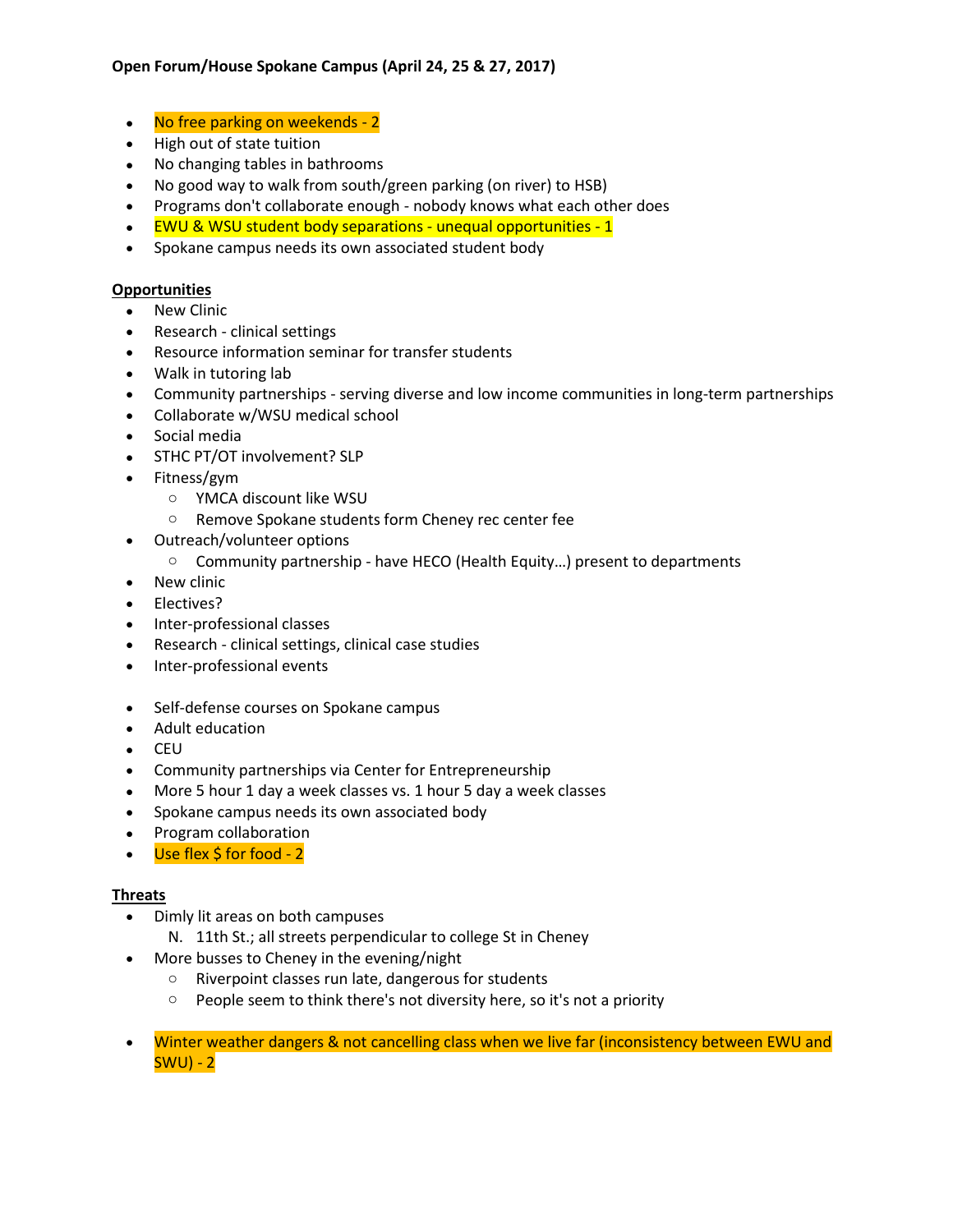**Open Forum/House Spokane Campus (April 24, 25 & 27, 2017)**

- No free parking on weekends - 2
- High out of state tuition
- No changing tables in bathrooms
- No good way to walk from south/green parking (on river) to HSB)
- Programs don't collaborate enough - nobody knows what each other does
- EWU & WSU student body separations - unequal opportunities - 1
- Spokane campus needs its own associated student body

**Opportunities**

- New Clinic
- Research - clinical settings
- Resource information seminar for transfer students
- Walk in tutoring lab
- Community partnerships - serving diverse and low income communities in long-term partnerships
- Collaborate w/WSU medical school
- Social media
- STHC PT/OT involvement? SLP
- Fitness/gym
  - YMCA discount like WSU
  - Remove Spokane students form Cheney rec center fee
- Outreach/volunteer options
  - Community partnership - have HECO (Health Equity…) present to departments
- New clinic
- Electives?
- Inter-professional classes
- Research - clinical settings, clinical case studies
- Inter-professional events

- Self-defense courses on Spokane campus
- Adult education
- CEU
- Community partnerships via Center for Entrepreneurship
- More 5 hour 1 day a week classes vs. 1 hour 5 day a week classes
- Spokane campus needs its own associated body
- Program collaboration
- Use flex $ for food - 2

**Threats**

- Dimly lit areas on both campuses
  - N. 11th St.; all streets perpendicular to college St in Cheney
- More busses to Cheney in the evening/night
  - Riverpoint classes run late, dangerous for students
  - People seem to think there's not diversity here, so it's not a priority

- Winter weather dangers & not cancelling class when we live far (inconsistency between EWU and SWU) - 2